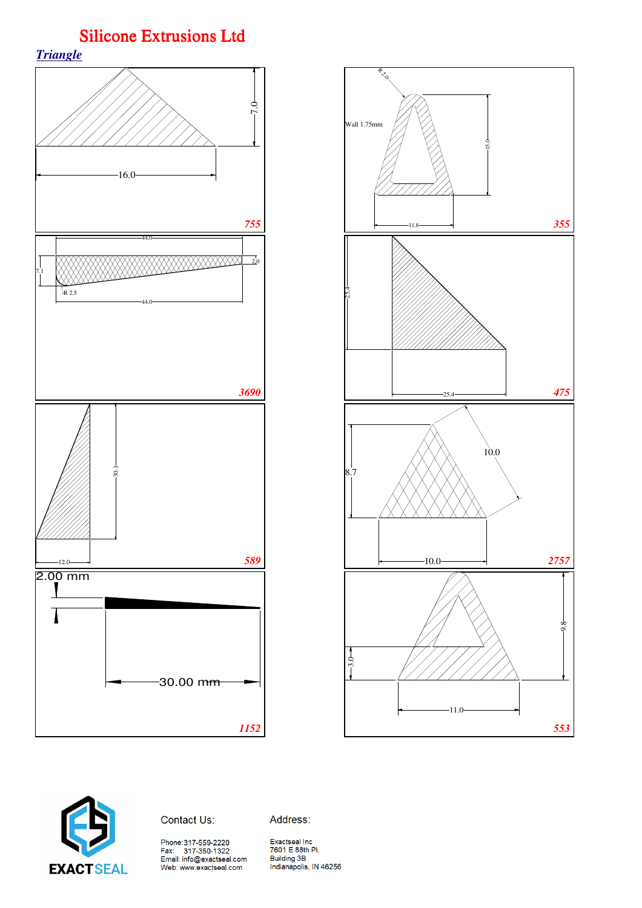# Silicone Extrusions Ltd

## *Triangle*

7.0

16.0

*755*

R 2.0

Wall 1.75mm

15.0

11.8

*355*

44.0

7.1

2.0

R 2.5

44.0

*3690*

25.4

25.4

*475*

30.1

12.0

*589*

10.0

8.7

10.0

*2757*

2.00 mm

30.00 mm

*1152*

3.0

9.8

11.0

*553*

EXACTSEAL

Contact Us:

Phone: 317-559-2220
Fax: 317-350-1322
Email: info@exactseal.com
Web: www.exactseal.com

Address:

Exactseal Inc
7601 E 88th Pl.
Building 3B
Indianapolis, IN 46256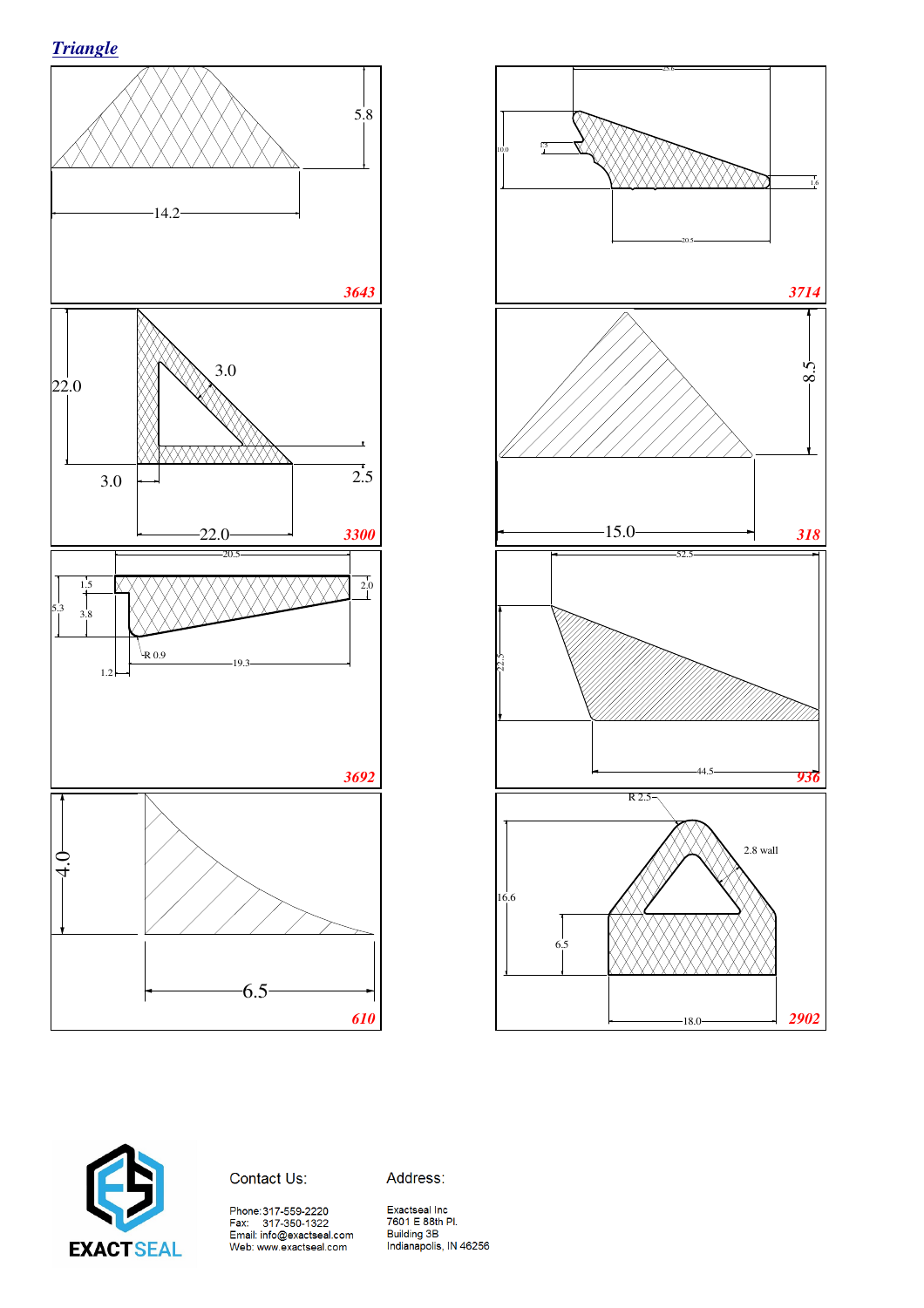## *Triangle*

5.8

14.2

**3643**

25.6

10.0

1.5

1.6

20.5

**3714**

22.0

3.0

3.0

2.5

22.0

**3300**

8.5

15.0

**318**

20.5

1.5

2.0

5.3

3.8

R 0.9

1.2

19.3

**3692**

52.5

22.5

44.5

**936**

4.0

6.5

**610**

R 2.5

2.8 wall

16.6

6.5

18.0

**2902**

EXACTSEAL

Contact Us:

Phone: 317-559-2220
Fax: 317-350-1322
Email: info@exactseal.com
Web: www.exactseal.com

Address:

Exactseal Inc
7601 E 88th Pl.
Building 3B
Indianapolis, IN 46256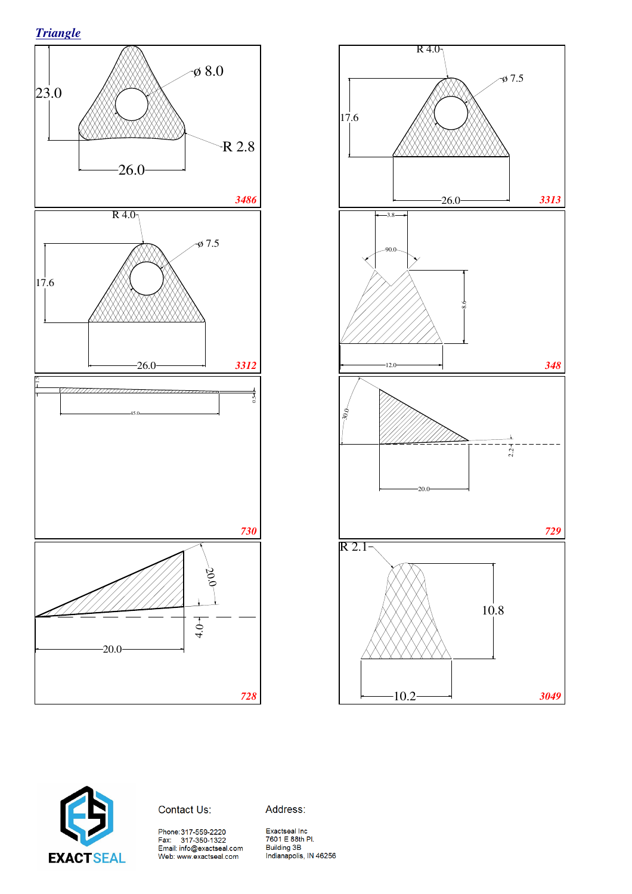## *Triangle*

23.0

ø 8.0

R 2.8

26.0

*3486*

R 4.0

ø 7.5

17.6

26.0

*3313*

R 4.0

ø 7.5

17.6

26.0

*3312*

3.8

90.0

8.6

12.0

*348*

1.3

0.5

45.0

*730*

30.0

2.2

20.0

*729*

20.0

4.0

20.0

*728*

R 2.1

10.8

10.2

*3049*

EXACTSEAL

Contact Us:

Phone: 317-559-2220
Fax: 317-350-1322
Email: info@exactseal.com
Web: www.exactseal.com

Address:

Exactseal Inc
7601 E 88th Pl.
Building 3B
Indianapolis, IN 46256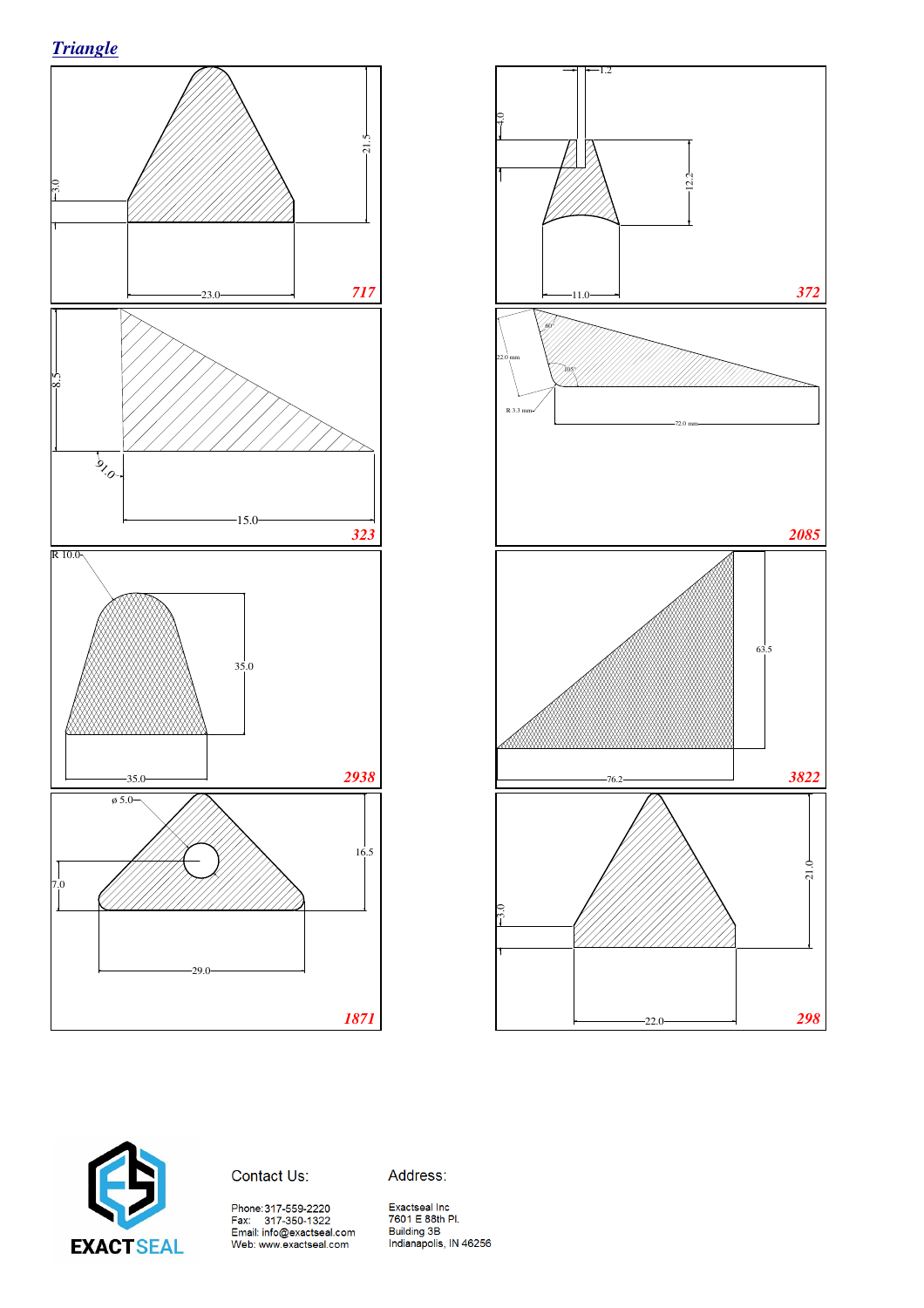## *Triangle*

3.0

21.5

23.0

**717**

1.2

4.0

12.2

11.0

**372**

8.5

91.0

15.0

**323**

60°

22.0 mm

105°

R 3.3 mm

72.0 mm

**2085**

R 10.0

35.0

35.0

**2938**

63.5

76.2

**3822**

ø 5.0

16.5

7.0

29.0

**1871**

3.0

21.0

22.0

**298**

EXACTSEAL

Contact Us:

Phone: 317-559-2220
Fax: 317-350-1322
Email: info@exactseal.com
Web: www.exactseal.com

Address:

Exactseal Inc
7601 E 88th Pl.
Building 3B
Indianapolis, IN 46256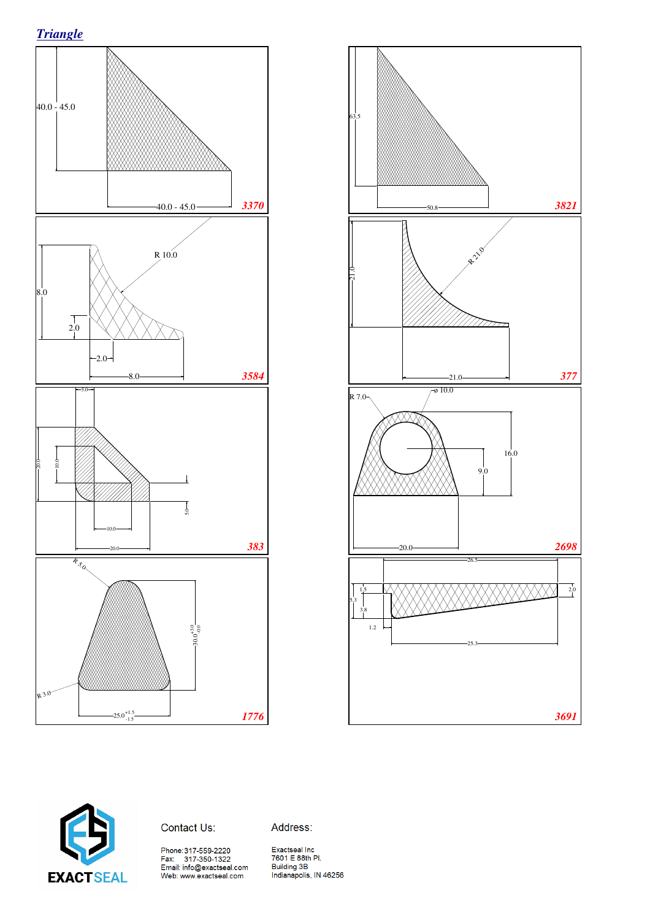## Triangle

40.0 - 45.0

40.0 - 45.0

3370

63.5

50.8

3821

R 10.0

8.0

2.0

2.0

8.0

3584

21.0

R 21.0

21.0

377

5.0

20.0

10.0

10.0

5.0

20.0

383

R 7.0

ø 10.0

16.0

9.0

20.0

2698

R 5.0

$30.0^{+3.0}_{-0.0}$

R 3.0

$25.0^{+1.5}_{-1.5}$

1776

26.5

1.5

5.3

3.8

1.2

2.0

25.3

3691

Contact Us:

Phone: 317-559-2220
Fax: 317-350-1322
Email: info@exactseal.com
Web: www.exactseal.com

Address:

Exactseal Inc
7601 E 88th Pl.
Building 3B
Indianapolis, IN 46256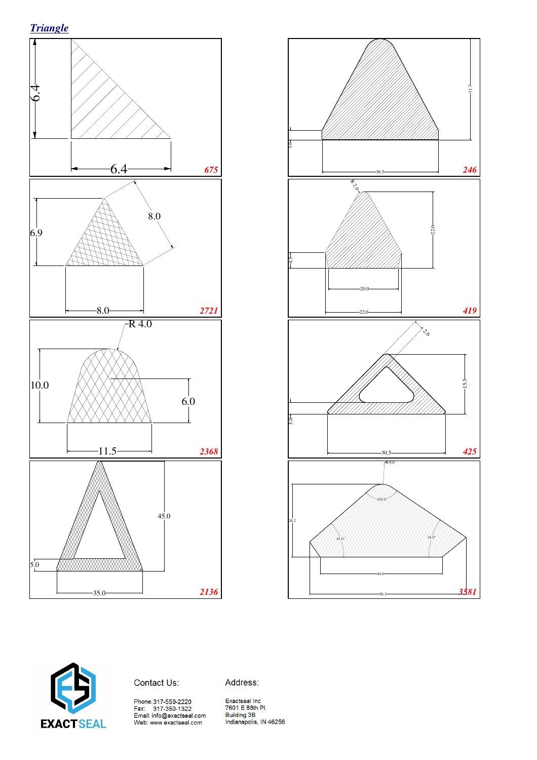## *Triangle*

6.4

6.4

**675**

31.7

3.0

36.5

**246**

6.9

8.0

8.0

**2721**

R 2.0

22.0

4.5

20.0

22.0

**419**

R 4.0

10.0

6.0

11.5

**2368**

2.6

15.5

3.0

30.5

**425**

45.0

5.0

35.0

**2136**

R 6.0

105.0°

26.2

41.0°

34.0°

44.0

56.3

**3581**

EXACTSEAL

Contact Us:

Phone: 317-559-2220
Fax: 317-350-1322
Email: info@exactseal.com
Web: www.exactseal.com

Address:

Exactseal Inc
7601 E 88th Pl.
Building 3B
Indianapolis, IN 46256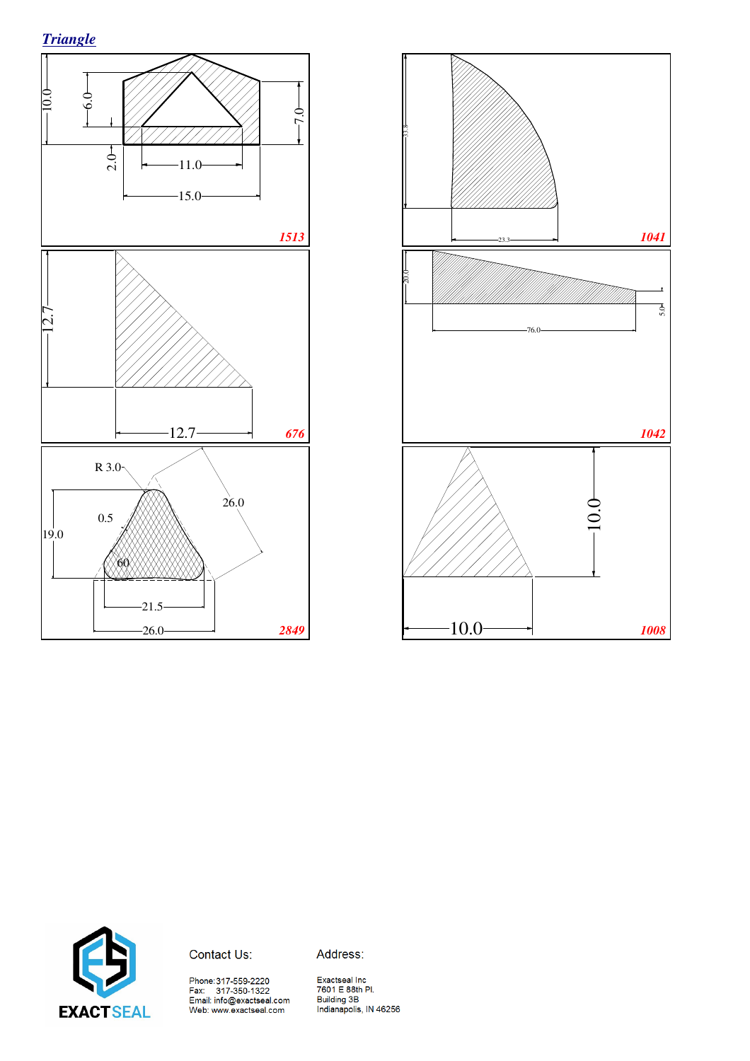## *Triangle*

10.0
6.0
7.0
2.0
11.0
15.0
1513

33.8
23.3
1041

12.7
12.7
676

20.0
5.0
76.0
1042

R 3.0
26.0
0.5
19.0
60
21.5
26.0
2849

10.0
10.0
1008

EXACTSEAL

Contact Us:

Phone: 317-559-2220
Fax: 317-350-1322
Email: info@exactseal.com
Web: www.exactseal.com

Address:

Exactseal Inc
7601 E 88th Pl.
Building 3B
Indianapolis, IN 46256